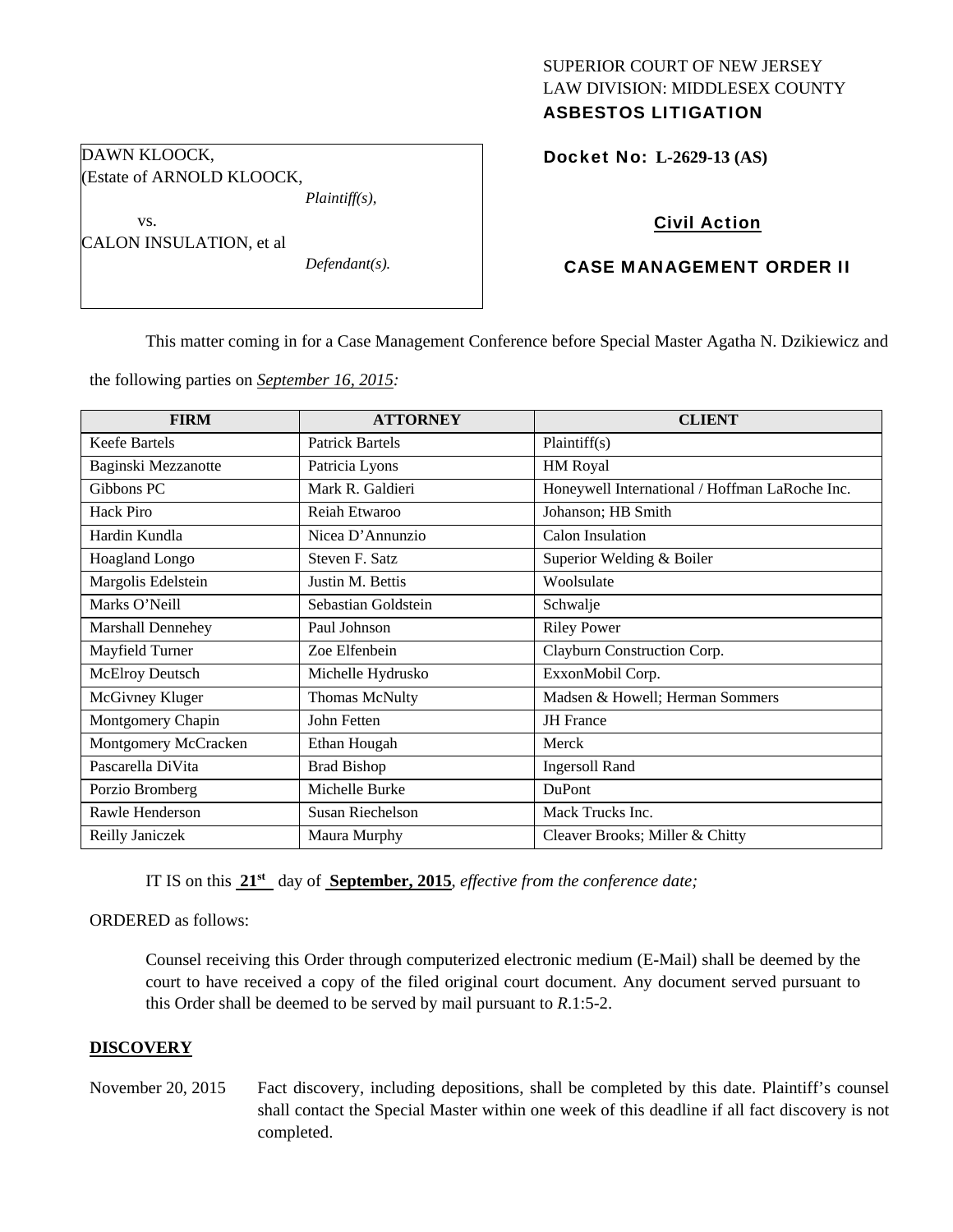SUPERIOR COURT OF NEW JERSEY
LAW DIVISION: MIDDLESEX COUNTY
**ASBESTOS LITIGATION**

DAWN KLOOCK,
(Estate of ARNOLD KLOOCK,
*Plaintiff(s),*
vs.
CALON INSULATION, et al
*Defendant(s).*

**Docket No: L-2629-13 (AS)**

## Civil Action

## CASE MANAGEMENT ORDER II

This matter coming in for a Case Management Conference before Special Master Agatha N. Dzikiewicz and the following parties on *September 16, 2015:*

| FIRM | ATTORNEY | CLIENT |
|---|---|---|
| Keefe Bartels | Patrick Bartels | Plaintiff(s) |
| Baginski Mezzanotte | Patricia Lyons | HM Royal |
| Gibbons PC | Mark R. Galdieri | Honeywell International / Hoffman LaRoche Inc. |
| Hack Piro | Reiah Etwaroo | Johanson; HB Smith |
| Hardin Kundla | Nicea D'Annunzio | Calon Insulation |
| Hoagland Longo | Steven F. Satz | Superior Welding & Boiler |
| Margolis Edelstein | Justin M. Bettis | Woolsulate |
| Marks O'Neill | Sebastian Goldstein | Schwalje |
| Marshall Dennehey | Paul Johnson | Riley Power |
| Mayfield Turner | Zoe Elfenbein | Clayburn Construction Corp. |
| McElroy Deutsch | Michelle Hydrusko | ExxonMobil Corp. |
| McGivney Kluger | Thomas McNulty | Madsen & Howell; Herman Sommers |
| Montgomery Chapin | John Fetten | JH France |
| Montgomery McCracken | Ethan Hougah | Merck |
| Pascarella DiVita | Brad Bishop | Ingersoll Rand |
| Porzio Bromberg | Michelle Burke | DuPont |
| Rawle Henderson | Susan Riechelson | Mack Trucks Inc. |
| Reilly Janiczek | Maura Murphy | Cleaver Brooks; Miller & Chitty |

IT IS on this **21st** day of **September, 2015**, *effective from the conference date;*

ORDERED as follows:

Counsel receiving this Order through computerized electronic medium (E-Mail) shall be deemed by the court to have received a copy of the filed original court document. Any document served pursuant to this Order shall be deemed to be served by mail pursuant to *R*.1:5-2.

**DISCOVERY**

November 20, 2015 — Fact discovery, including depositions, shall be completed by this date. Plaintiff's counsel shall contact the Special Master within one week of this deadline if all fact discovery is not completed.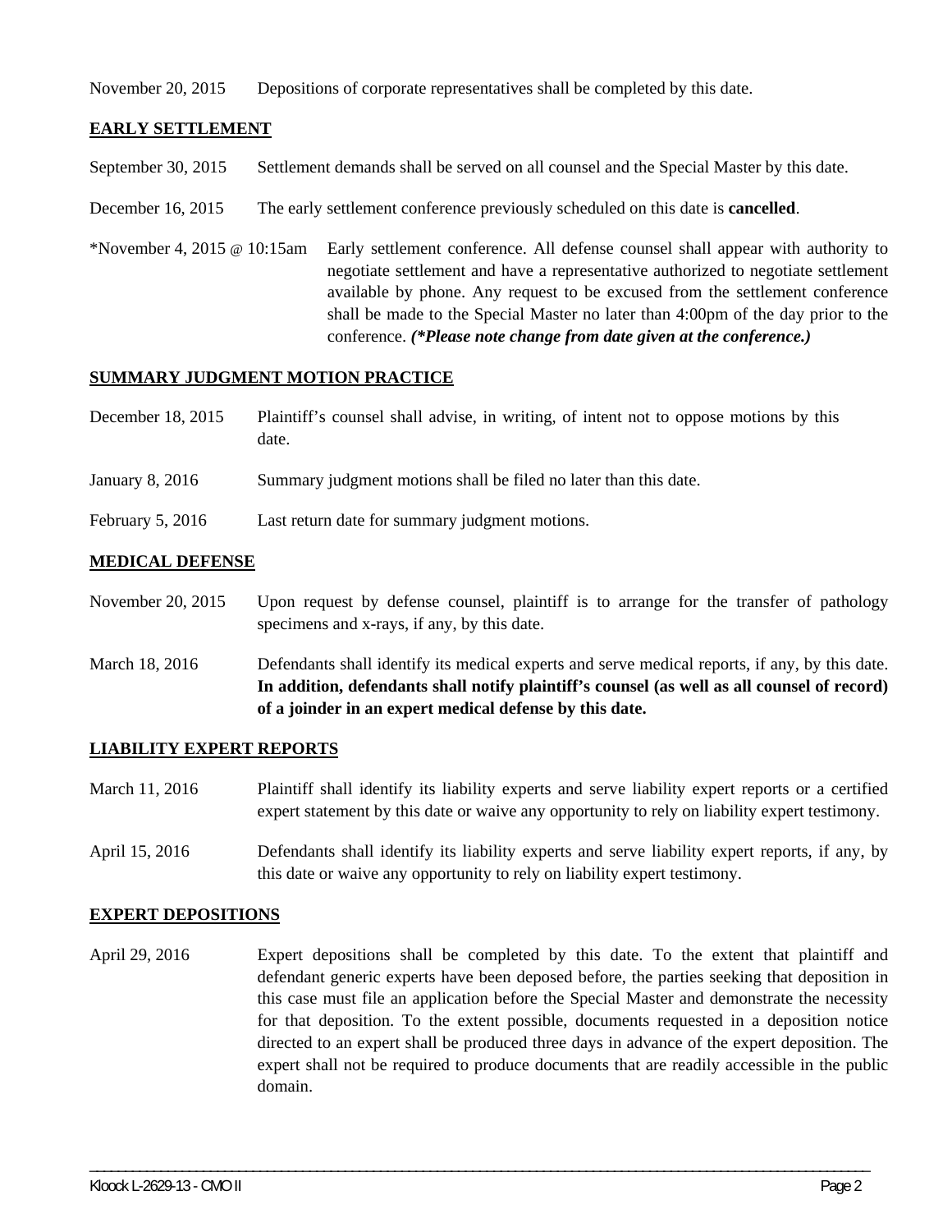November 20, 2015 Depositions of corporate representatives shall be completed by this date.

## EARLY SETTLEMENT

September 30, 2015 Settlement demands shall be served on all counsel and the Special Master by this date.

December 16, 2015 The early settlement conference previously scheduled on this date is **cancelled**.

*November 4, 2015 @ 10:15am Early settlement conference. All defense counsel shall appear with authority to negotiate settlement and have a representative authorized to negotiate settlement available by phone. Any request to be excused from the settlement conference shall be made to the Special Master no later than 4:00pm of the day prior to the conference. ***(*Please note change from date given at the conference.)***

## SUMMARY JUDGMENT MOTION PRACTICE

December 18, 2015 Plaintiff's counsel shall advise, in writing, of intent not to oppose motions by this date.

January 8, 2016 Summary judgment motions shall be filed no later than this date.

February 5, 2016 Last return date for summary judgment motions.

## MEDICAL DEFENSE

November 20, 2015 Upon request by defense counsel, plaintiff is to arrange for the transfer of pathology specimens and x-rays, if any, by this date.

March 18, 2016 Defendants shall identify its medical experts and serve medical reports, if any, by this date. **In addition, defendants shall notify plaintiff's counsel (as well as all counsel of record) of a joinder in an expert medical defense by this date.**

## LIABILITY EXPERT REPORTS

March 11, 2016 Plaintiff shall identify its liability experts and serve liability expert reports or a certified expert statement by this date or waive any opportunity to rely on liability expert testimony.

April 15, 2016 Defendants shall identify its liability experts and serve liability expert reports, if any, by this date or waive any opportunity to rely on liability expert testimony.

## EXPERT DEPOSITIONS

April 29, 2016 Expert depositions shall be completed by this date. To the extent that plaintiff and defendant generic experts have been deposed before, the parties seeking that deposition in this case must file an application before the Special Master and demonstrate the necessity for that deposition. To the extent possible, documents requested in a deposition notice directed to an expert shall be produced three days in advance of the expert deposition. The expert shall not be required to produce documents that are readily accessible in the public domain.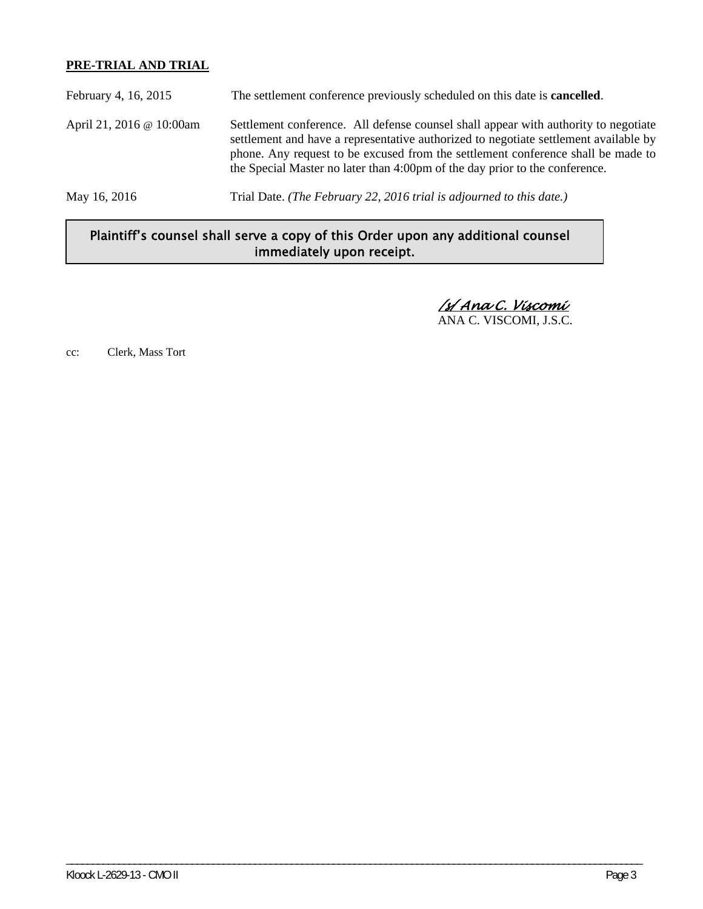**PRE-TRIAL AND TRIAL**

| | |
|---|---|
| February 4, 16, 2015 | The settlement conference previously scheduled on this date is **cancelled**. |
| April 21, 2016 @ 10:00am | Settlement conference. All defense counsel shall appear with authority to negotiate settlement and have a representative authorized to negotiate settlement available by phone. Any request to be excused from the settlement conference shall be made to the Special Master no later than 4:00pm of the day prior to the conference. |
| May 16, 2016 | Trial Date. *(The February 22, 2016 trial is adjourned to this date.)* |

**Plaintiff's counsel shall serve a copy of this Order upon any additional counsel immediately upon receipt.**

*/s/ Ana C. Viscomi*
ANA C. VISCOMI, J.S.C.

cc: Clerk, Mass Tort